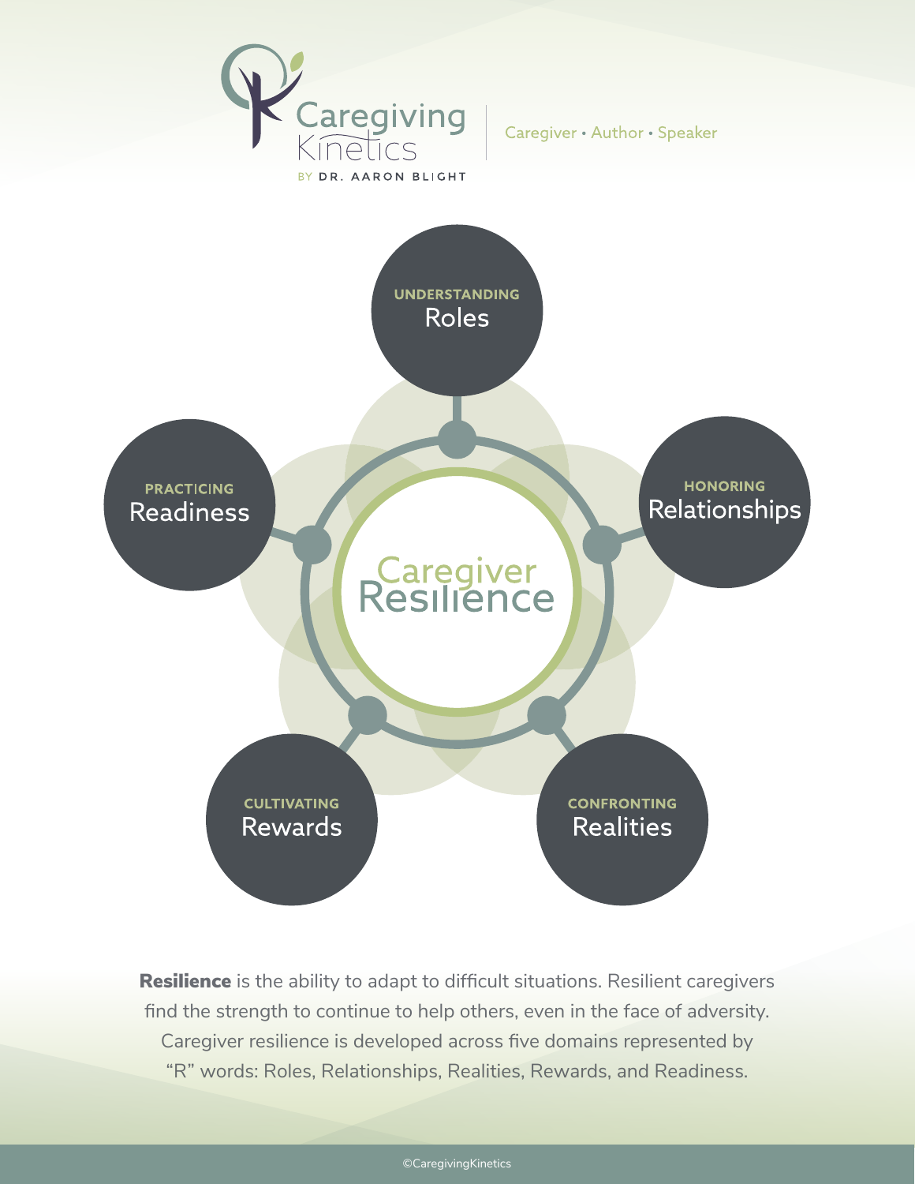Caregiving Kinetics

BY DR. AARON BLIGHT

Caregiver • Author • Speaker

# Caregiver Resilience

- **UNDERSTANDING** Roles
- **HONORING** Relationships
- **CONFRONTING** Realities
- **CULTIVATING** Rewards
- **PRACTICING** Readiness

**Resilience** is the ability to adapt to difficult situations. Resilient caregivers find the strength to continue to help others, even in the face of adversity. Caregiver resilience is developed across five domains represented by "R" words: Roles, Relationships, Realities, Rewards, and Readiness.

©CaregivingKinetics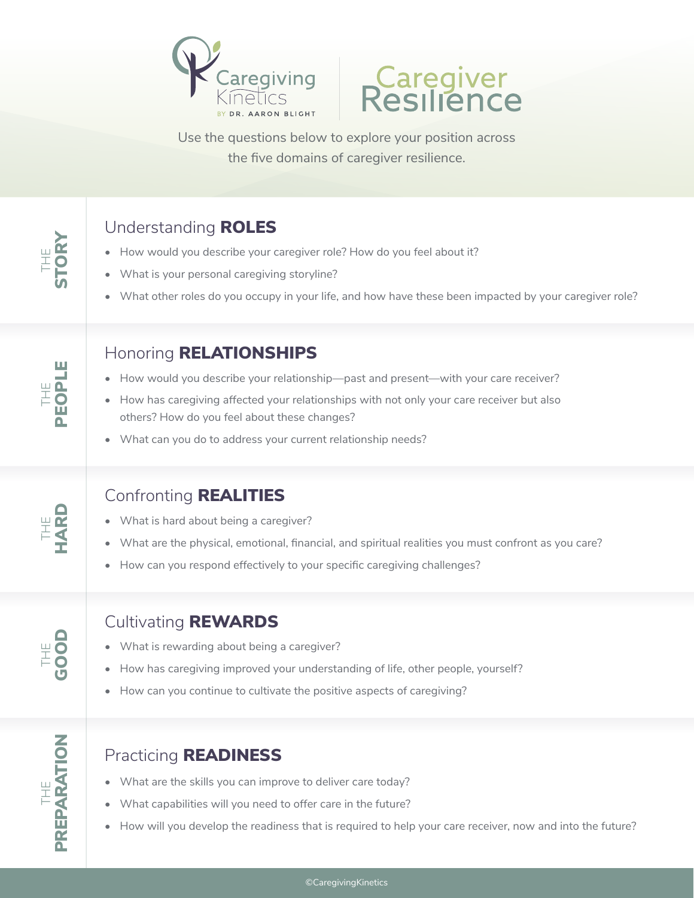Caregiving Kinetics
BY DR. AARON BLIGHT

# Caregiver Resilience

Use the questions below to explore your position across the five domains of caregiver resilience.

THE **STORY**

## Understanding **ROLES**

- How would you describe your caregiver role? How do you feel about it?
- What is your personal caregiving storyline?
- What other roles do you occupy in your life, and how have these been impacted by your caregiver role?

THE **PEOPLE**

## Honoring **RELATIONSHIPS**

- How would you describe your relationship—past and present—with your care receiver?
- How has caregiving affected your relationships with not only your care receiver but also others? How do you feel about these changes?
- What can you do to address your current relationship needs?

THE **HARD**

## Confronting **REALITIES**

- What is hard about being a caregiver?
- What are the physical, emotional, financial, and spiritual realities you must confront as you care?
- How can you respond effectively to your specific caregiving challenges?

THE **GOOD**

## Cultivating **REWARDS**

- What is rewarding about being a caregiver?
- How has caregiving improved your understanding of life, other people, yourself?
- How can you continue to cultivate the positive aspects of caregiving?

THE **PREPARATION**

## Practicing **READINESS**

- What are the skills you can improve to deliver care today?
- What capabilities will you need to offer care in the future?
- How will you develop the readiness that is required to help your care receiver, now and into the future?

©CaregivingKinetics